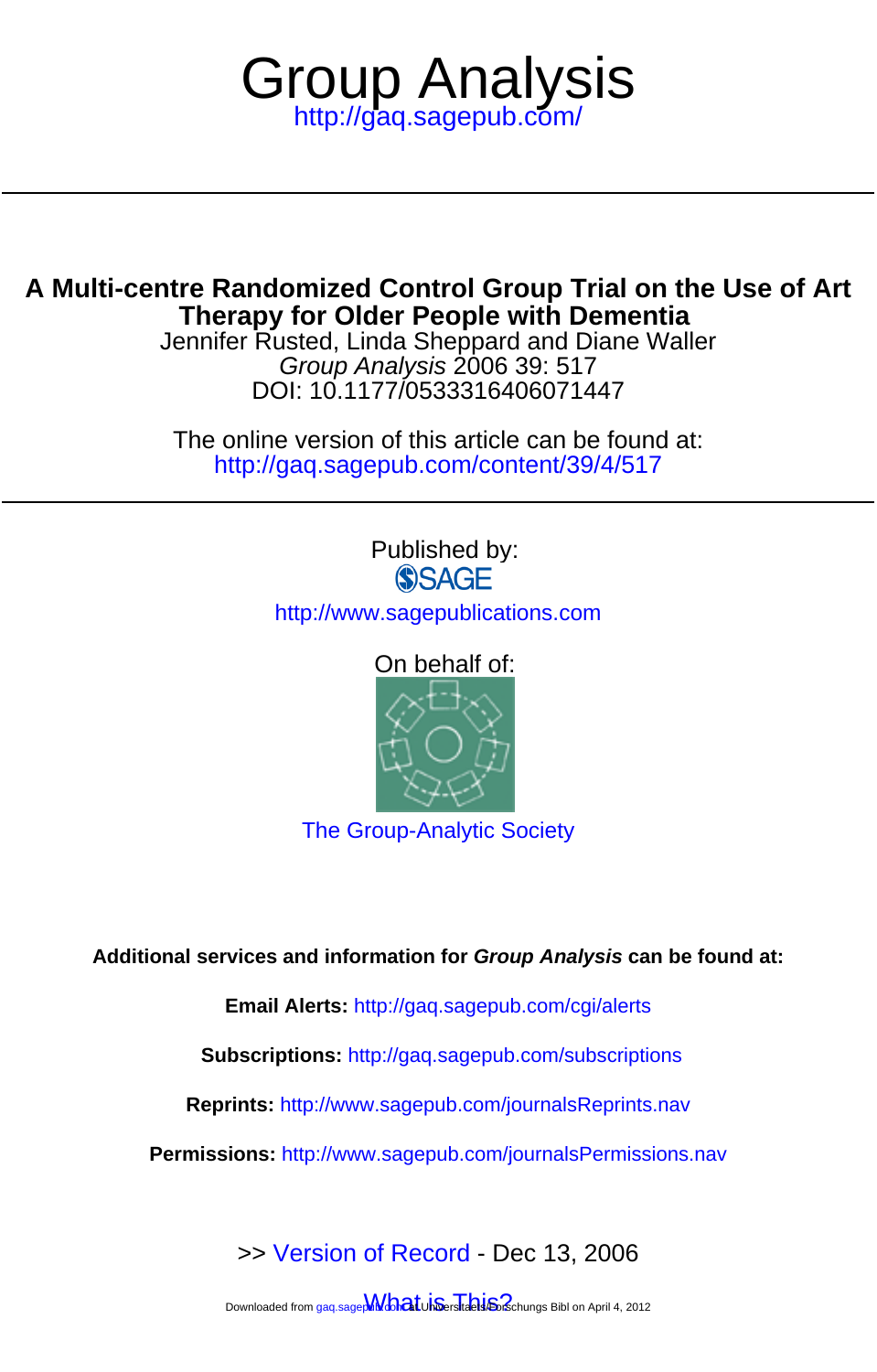# Group Analysis

http://gaq.sagepub.com/

## A Multi-centre Randomized Control Group Trial on the Use of Art Therapy for Older People with Dementia

Jennifer Rusted, Linda Sheppard and Diane Waller

*Group Analysis* 2006 39: 517

DOI: 10.1177/0533316406071447

The online version of this article can be found at:

http://gaq.sagepub.com/content/39/4/517

Published by:

SAGE

http://www.sagepublications.com

On behalf of:

The Group-Analytic Society

**Additional services and information for *Group Analysis* can be found at:**

**Email Alerts:** http://gaq.sagepub.com/cgi/alerts

**Subscriptions:** http://gaq.sagepub.com/subscriptions

**Reprints:** http://www.sagepub.com/journalsReprints.nav

**Permissions:** http://www.sagepub.com/journalsPermissions.nav

>> Version of Record - Dec 13, 2006

What is This?

Downloaded from gaq.sagepub.com at Universitaets/Forschungs Bibl on April 4, 2012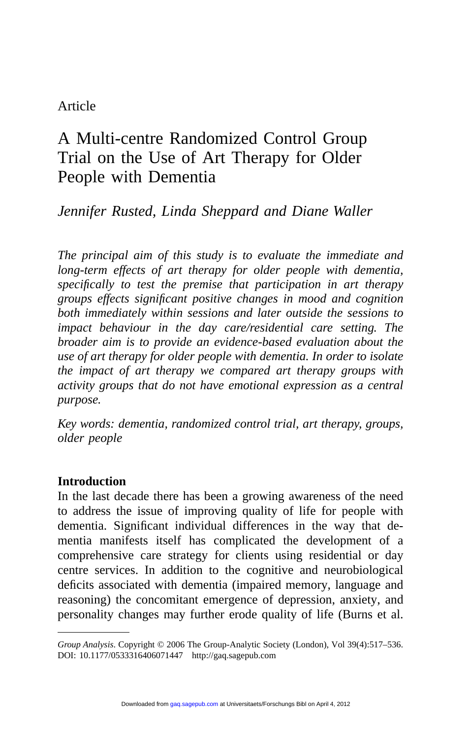Article

# A Multi-centre Randomized Control Group Trial on the Use of Art Therapy for Older People with Dementia

*Jennifer Rusted, Linda Sheppard and Diane Waller*

*The principal aim of this study is to evaluate the immediate and long-term effects of art therapy for older people with dementia, specifically to test the premise that participation in art therapy groups effects significant positive changes in mood and cognition both immediately within sessions and later outside the sessions to impact behaviour in the day care/residential care setting. The broader aim is to provide an evidence-based evaluation about the use of art therapy for older people with dementia. In order to isolate the impact of art therapy we compared art therapy groups with activity groups that do not have emotional expression as a central purpose.*

*Key words: dementia, randomized control trial, art therapy, groups, older people*

## Introduction

In the last decade there has been a growing awareness of the need to address the issue of improving quality of life for people with dementia. Significant individual differences in the way that dementia manifests itself has complicated the development of a comprehensive care strategy for clients using residential or day centre services. In addition to the cognitive and neurobiological deficits associated with dementia (impaired memory, language and reasoning) the concomitant emergence of depression, anxiety, and personality changes may further erode quality of life (Burns et al.

*Group Analysis*. Copyright © 2006 The Group-Analytic Society (London), Vol 39(4):517–536. DOI: 10.1177/0533316406071447 http://gaq.sagepub.com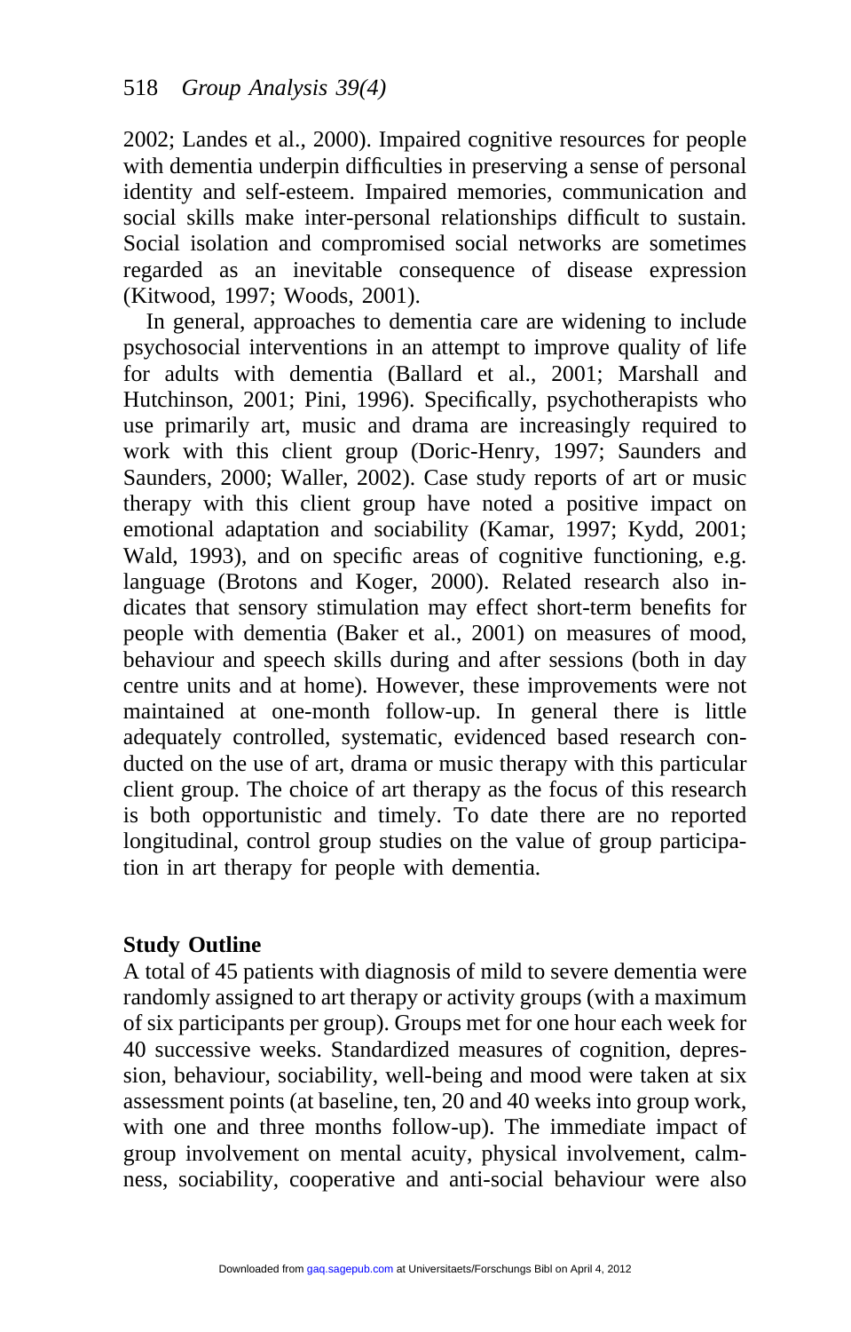2002; Landes et al., 2000). Impaired cognitive resources for people with dementia underpin difficulties in preserving a sense of personal identity and self-esteem. Impaired memories, communication and social skills make inter-personal relationships difficult to sustain. Social isolation and compromised social networks are sometimes regarded as an inevitable consequence of disease expression (Kitwood, 1997; Woods, 2001).

In general, approaches to dementia care are widening to include psychosocial interventions in an attempt to improve quality of life for adults with dementia (Ballard et al., 2001; Marshall and Hutchinson, 2001; Pini, 1996). Specifically, psychotherapists who use primarily art, music and drama are increasingly required to work with this client group (Doric-Henry, 1997; Saunders and Saunders, 2000; Waller, 2002). Case study reports of art or music therapy with this client group have noted a positive impact on emotional adaptation and sociability (Kamar, 1997; Kydd, 2001; Wald, 1993), and on specific areas of cognitive functioning, e.g. language (Brotons and Koger, 2000). Related research also indicates that sensory stimulation may effect short-term benefits for people with dementia (Baker et al., 2001) on measures of mood, behaviour and speech skills during and after sessions (both in day centre units and at home). However, these improvements were not maintained at one-month follow-up. In general there is little adequately controlled, systematic, evidenced based research conducted on the use of art, drama or music therapy with this particular client group. The choice of art therapy as the focus of this research is both opportunistic and timely. To date there are no reported longitudinal, control group studies on the value of group participation in art therapy for people with dementia.

## Study Outline

A total of 45 patients with diagnosis of mild to severe dementia were randomly assigned to art therapy or activity groups (with a maximum of six participants per group). Groups met for one hour each week for 40 successive weeks. Standardized measures of cognition, depression, behaviour, sociability, well-being and mood were taken at six assessment points (at baseline, ten, 20 and 40 weeks into group work, with one and three months follow-up). The immediate impact of group involvement on mental acuity, physical involvement, calmness, sociability, cooperative and anti-social behaviour were also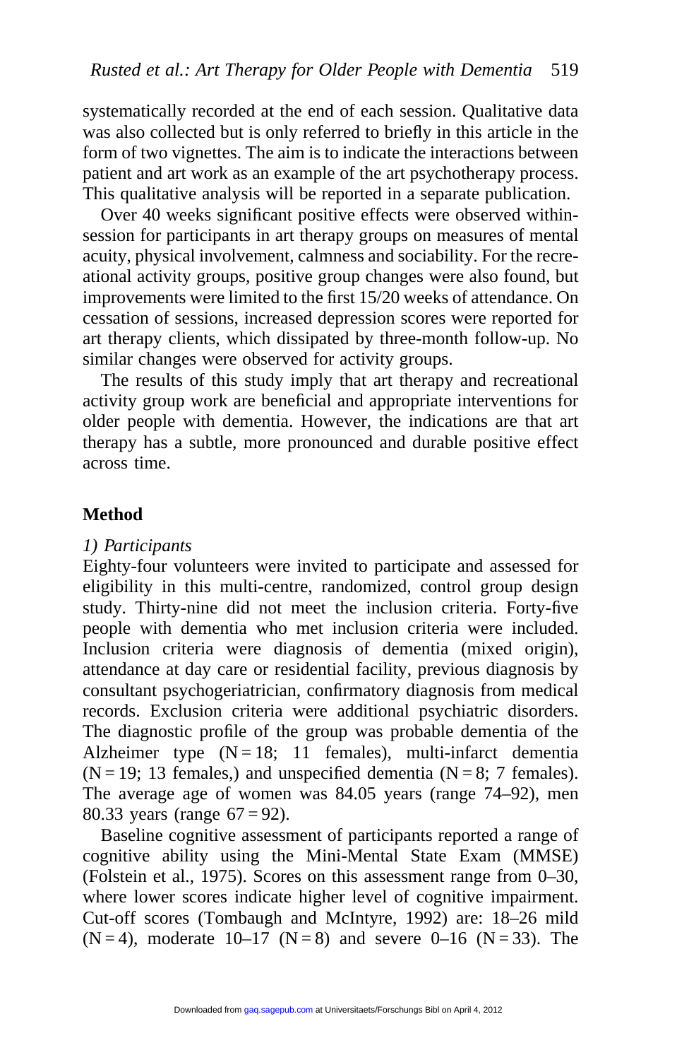systematically recorded at the end of each session. Qualitative data was also collected but is only referred to briefly in this article in the form of two vignettes. The aim is to indicate the interactions between patient and art work as an example of the art psychotherapy process. This qualitative analysis will be reported in a separate publication.

Over 40 weeks significant positive effects were observed within-session for participants in art therapy groups on measures of mental acuity, physical involvement, calmness and sociability. For the recreational activity groups, positive group changes were also found, but improvements were limited to the first 15/20 weeks of attendance. On cessation of sessions, increased depression scores were reported for art therapy clients, which dissipated by three-month follow-up. No similar changes were observed for activity groups.

The results of this study imply that art therapy and recreational activity group work are beneficial and appropriate interventions for older people with dementia. However, the indications are that art therapy has a subtle, more pronounced and durable positive effect across time.

## Method

*1) Participants*

Eighty-four volunteers were invited to participate and assessed for eligibility in this multi-centre, randomized, control group design study. Thirty-nine did not meet the inclusion criteria. Forty-five people with dementia who met inclusion criteria were included. Inclusion criteria were diagnosis of dementia (mixed origin), attendance at day care or residential facility, previous diagnosis by consultant psychogeriatrician, confirmatory diagnosis from medical records. Exclusion criteria were additional psychiatric disorders. The diagnostic profile of the group was probable dementia of the Alzheimer type (N = 18; 11 females), multi-infarct dementia (N = 19; 13 females,) and unspecified dementia (N = 8; 7 females). The average age of women was 84.05 years (range 74–92), men 80.33 years (range 67 = 92).

Baseline cognitive assessment of participants reported a range of cognitive ability using the Mini-Mental State Exam (MMSE) (Folstein et al., 1975). Scores on this assessment range from 0–30, where lower scores indicate higher level of cognitive impairment. Cut-off scores (Tombaugh and McIntyre, 1992) are: 18–26 mild (N = 4), moderate 10–17 (N = 8) and severe 0–16 (N = 33). The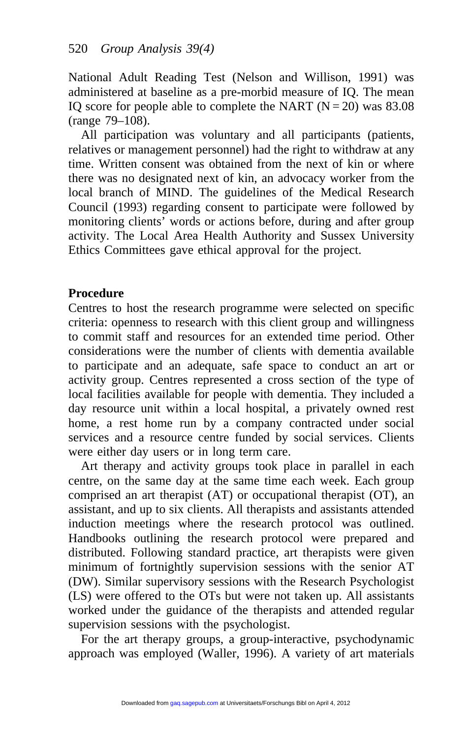National Adult Reading Test (Nelson and Willison, 1991) was administered at baseline as a pre-morbid measure of IQ. The mean IQ score for people able to complete the NART (N = 20) was 83.08 (range 79–108).

All participation was voluntary and all participants (patients, relatives or management personnel) had the right to withdraw at any time. Written consent was obtained from the next of kin or where there was no designated next of kin, an advocacy worker from the local branch of MIND. The guidelines of the Medical Research Council (1993) regarding consent to participate were followed by monitoring clients' words or actions before, during and after group activity. The Local Area Health Authority and Sussex University Ethics Committees gave ethical approval for the project.

## Procedure

Centres to host the research programme were selected on specific criteria: openness to research with this client group and willingness to commit staff and resources for an extended time period. Other considerations were the number of clients with dementia available to participate and an adequate, safe space to conduct an art or activity group. Centres represented a cross section of the type of local facilities available for people with dementia. They included a day resource unit within a local hospital, a privately owned rest home, a rest home run by a company contracted under social services and a resource centre funded by social services. Clients were either day users or in long term care.

Art therapy and activity groups took place in parallel in each centre, on the same day at the same time each week. Each group comprised an art therapist (AT) or occupational therapist (OT), an assistant, and up to six clients. All therapists and assistants attended induction meetings where the research protocol was outlined. Handbooks outlining the research protocol were prepared and distributed. Following standard practice, art therapists were given minimum of fortnightly supervision sessions with the senior AT (DW). Similar supervisory sessions with the Research Psychologist (LS) were offered to the OTs but were not taken up. All assistants worked under the guidance of the therapists and attended regular supervision sessions with the psychologist.

For the art therapy groups, a group-interactive, psychodynamic approach was employed (Waller, 1996). A variety of art materials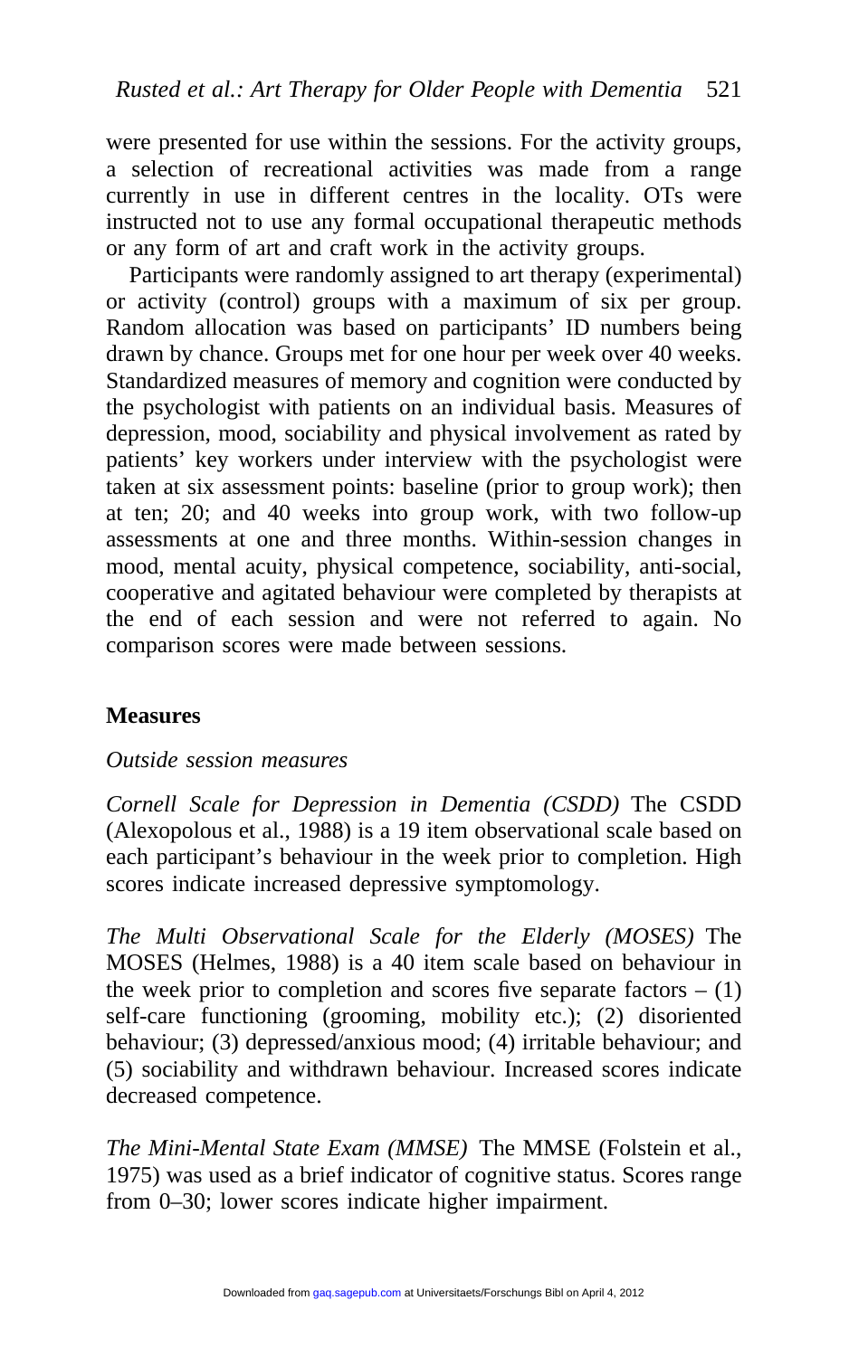were presented for use within the sessions. For the activity groups, a selection of recreational activities was made from a range currently in use in different centres in the locality. OTs were instructed not to use any formal occupational therapeutic methods or any form of art and craft work in the activity groups.

Participants were randomly assigned to art therapy (experimental) or activity (control) groups with a maximum of six per group. Random allocation was based on participants' ID numbers being drawn by chance. Groups met for one hour per week over 40 weeks. Standardized measures of memory and cognition were conducted by the psychologist with patients on an individual basis. Measures of depression, mood, sociability and physical involvement as rated by patients' key workers under interview with the psychologist were taken at six assessment points: baseline (prior to group work); then at ten; 20; and 40 weeks into group work, with two follow-up assessments at one and three months. Within-session changes in mood, mental acuity, physical competence, sociability, anti-social, cooperative and agitated behaviour were completed by therapists at the end of each session and were not referred to again. No comparison scores were made between sessions.

## Measures

### *Outside session measures*

*Cornell Scale for Depression in Dementia (CSDD)* The CSDD (Alexopolous et al., 1988) is a 19 item observational scale based on each participant's behaviour in the week prior to completion. High scores indicate increased depressive symptomology.

*The Multi Observational Scale for the Elderly (MOSES)* The MOSES (Helmes, 1988) is a 40 item scale based on behaviour in the week prior to completion and scores five separate factors – (1) self-care functioning (grooming, mobility etc.); (2) disoriented behaviour; (3) depressed/anxious mood; (4) irritable behaviour; and (5) sociability and withdrawn behaviour. Increased scores indicate decreased competence.

*The Mini-Mental State Exam (MMSE)* The MMSE (Folstein et al., 1975) was used as a brief indicator of cognitive status. Scores range from 0–30; lower scores indicate higher impairment.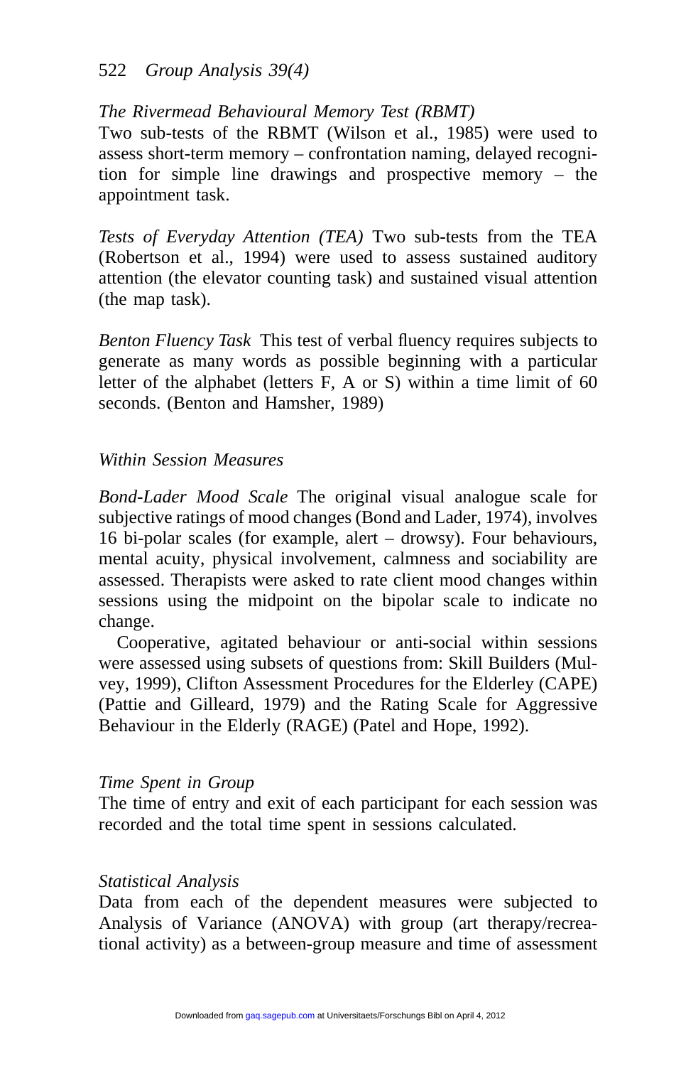*The Rivermead Behavioural Memory Test (RBMT)*
Two sub-tests of the RBMT (Wilson et al., 1985) were used to assess short-term memory – confrontation naming, delayed recognition for simple line drawings and prospective memory – the appointment task.

*Tests of Everyday Attention (TEA)* Two sub-tests from the TEA (Robertson et al., 1994) were used to assess sustained auditory attention (the elevator counting task) and sustained visual attention (the map task).

*Benton Fluency Task* This test of verbal fluency requires subjects to generate as many words as possible beginning with a particular letter of the alphabet (letters F, A or S) within a time limit of 60 seconds. (Benton and Hamsher, 1989)

### *Within Session Measures*

*Bond-Lader Mood Scale* The original visual analogue scale for subjective ratings of mood changes (Bond and Lader, 1974), involves 16 bi-polar scales (for example, alert – drowsy). Four behaviours, mental acuity, physical involvement, calmness and sociability are assessed. Therapists were asked to rate client mood changes within sessions using the midpoint on the bipolar scale to indicate no change.

Cooperative, agitated behaviour or anti-social within sessions were assessed using subsets of questions from: Skill Builders (Mulvey, 1999), Clifton Assessment Procedures for the Elderley (CAPE) (Pattie and Gilleard, 1979) and the Rating Scale for Aggressive Behaviour in the Elderly (RAGE) (Patel and Hope, 1992).

### *Time Spent in Group*

The time of entry and exit of each participant for each session was recorded and the total time spent in sessions calculated.

### *Statistical Analysis*

Data from each of the dependent measures were subjected to Analysis of Variance (ANOVA) with group (art therapy/recreational activity) as a between-group measure and time of assessment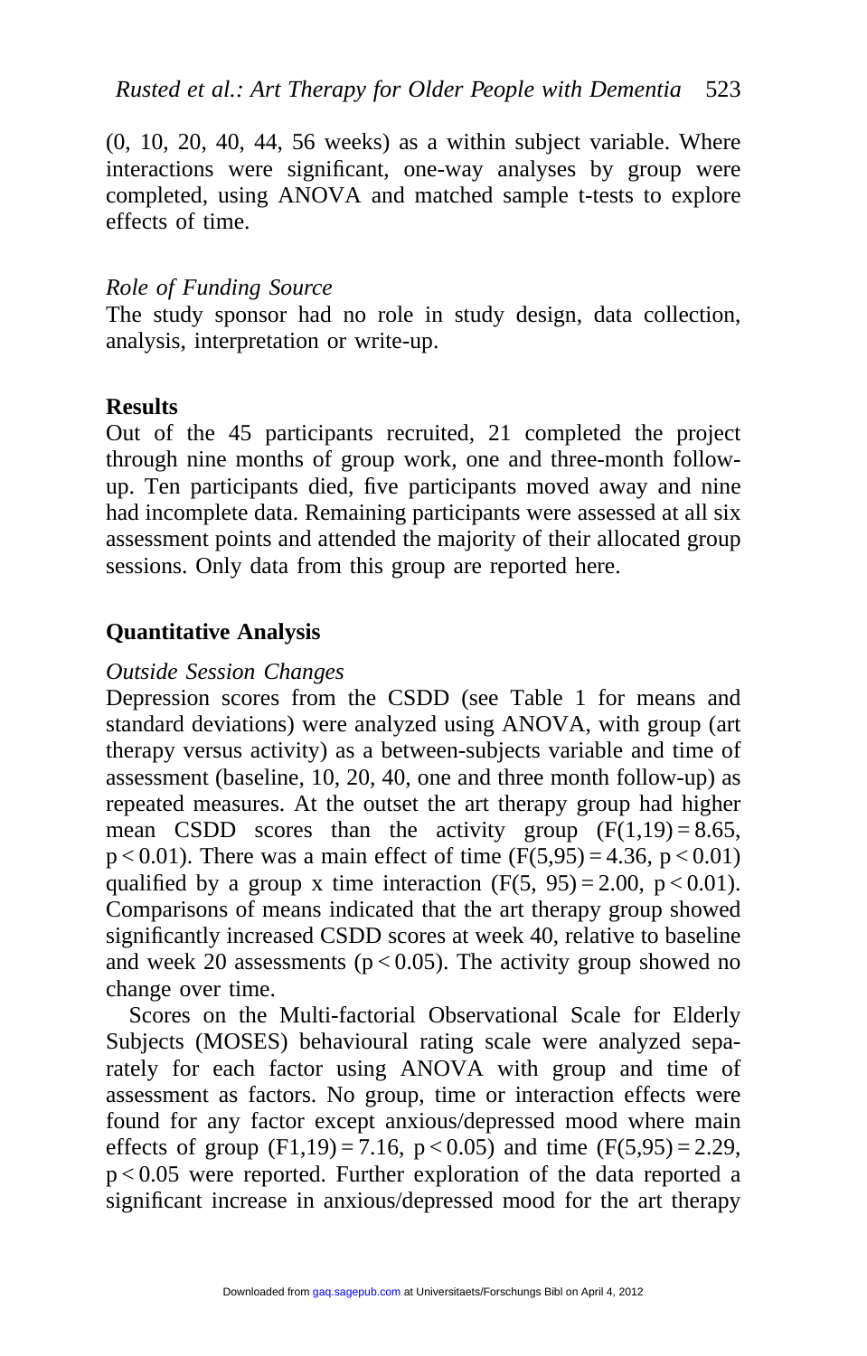(0, 10, 20, 40, 44, 56 weeks) as a within subject variable. Where interactions were significant, one-way analyses by group were completed, using ANOVA and matched sample t-tests to explore effects of time.

*Role of Funding Source*

The study sponsor had no role in study design, data collection, analysis, interpretation or write-up.

## Results

Out of the 45 participants recruited, 21 completed the project through nine months of group work, one and three-month follow-up. Ten participants died, five participants moved away and nine had incomplete data. Remaining participants were assessed at all six assessment points and attended the majority of their allocated group sessions. Only data from this group are reported here.

## Quantitative Analysis

*Outside Session Changes*

Depression scores from the CSDD (see Table 1 for means and standard deviations) were analyzed using ANOVA, with group (art therapy versus activity) as a between-subjects variable and time of assessment (baseline, 10, 20, 40, one and three month follow-up) as repeated measures. At the outset the art therapy group had higher mean CSDD scores than the activity group ($F(1,19) = 8.65$, $p < 0.01$). There was a main effect of time ($F(5,95) = 4.36$, $p < 0.01$) qualified by a group x time interaction ($F(5, 95) = 2.00$, $p < 0.01$). Comparisons of means indicated that the art therapy group showed significantly increased CSDD scores at week 40, relative to baseline and week 20 assessments ($p < 0.05$). The activity group showed no change over time.

Scores on the Multi-factorial Observational Scale for Elderly Subjects (MOSES) behavioural rating scale were analyzed separately for each factor using ANOVA with group and time of assessment as factors. No group, time or interaction effects were found for any factor except anxious/depressed mood where main effects of group ($F1,19) = 7.16$, $p < 0.05$) and time ($F(5,95) = 2.29$, $p < 0.05$ were reported. Further exploration of the data reported a significant increase in anxious/depressed mood for the art therapy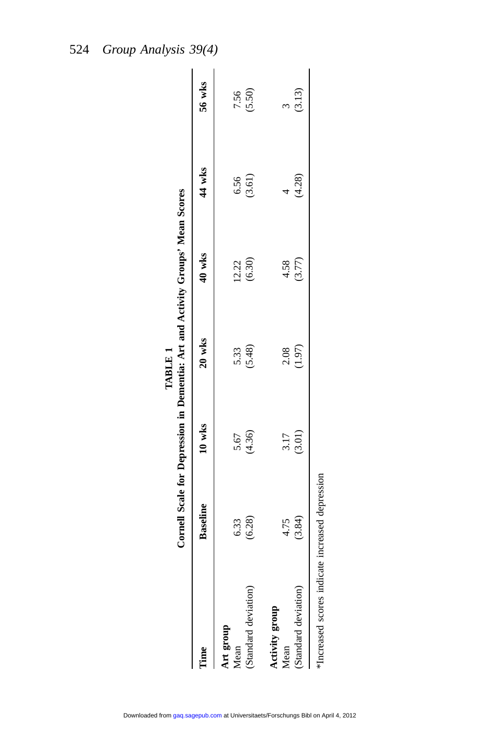**TABLE 1**

**Cornell Scale for Depression in Dementia: Art and Activity Groups' Mean Scores**

| Time | Baseline | 10 wks | 20 wks | 40 wks | 44 wks | 56 wks |
|---|---|---|---|---|---|---|
| **Art group** | | | | | | |
| Mean | 6.33 | 5.67 | 5.33 | 12.22 | 6.56 | 7.56 |
| (Standard deviation) | (6.28) | (4.36) | (5.48) | (6.30) | (3.61) | (5.50) |
| **Activity group** | | | | | | |
| Mean | 4.75 | 3.17 | 2.08 | 4.58 | 4 | 3 |
| (Standard deviation) | (3.84) | (3.01) | (1.97) | (3.77) | (4.28) | (3.13) |

*Increased scores indicate increased depression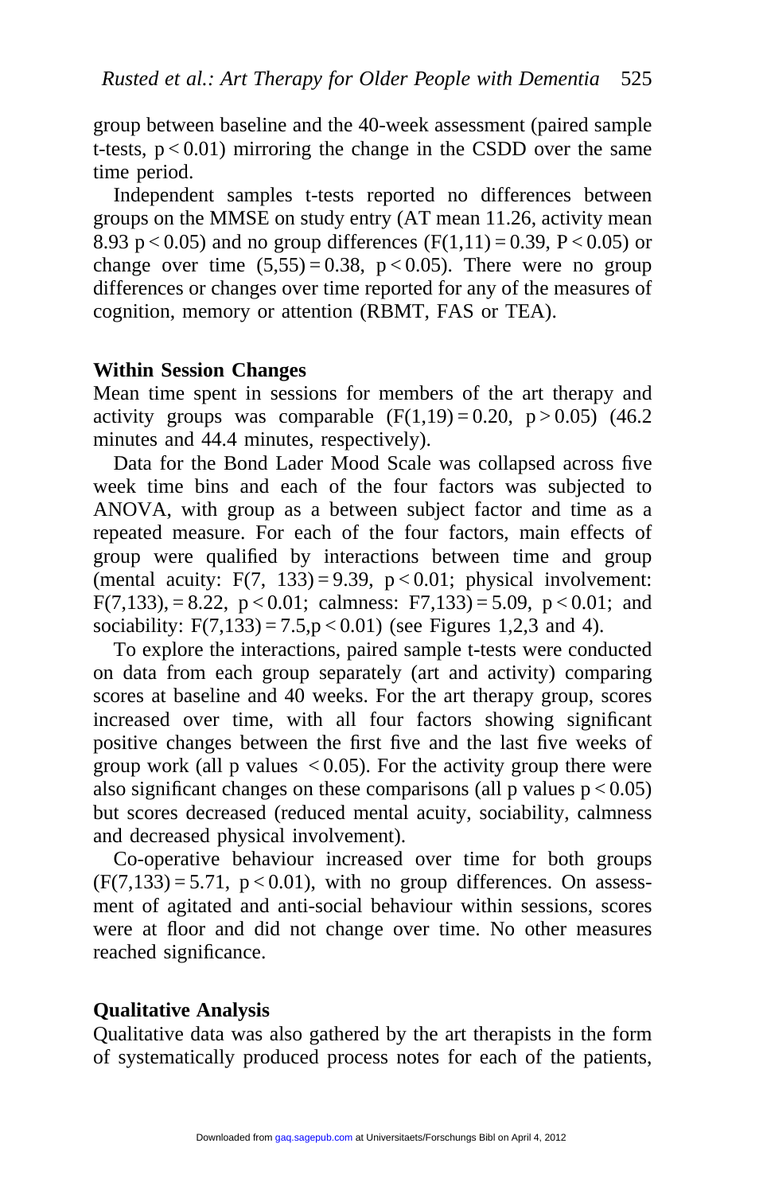group between baseline and the 40-week assessment (paired sample t-tests, $p < 0.01$) mirroring the change in the CSDD over the same time period.

Independent samples t-tests reported no differences between groups on the MMSE on study entry (AT mean 11.26, activity mean 8.93 $p < 0.05$) and no group differences ($F(1,11) = 0.39$, $P < 0.05$) or change over time $(5,55) = 0.38$, $p < 0.05$). There were no group differences or changes over time reported for any of the measures of cognition, memory or attention (RBMT, FAS or TEA).

## Within Session Changes

Mean time spent in sessions for members of the art therapy and activity groups was comparable ($F(1,19) = 0.20$, $p > 0.05$) (46.2 minutes and 44.4 minutes, respectively).

Data for the Bond Lader Mood Scale was collapsed across five week time bins and each of the four factors was subjected to ANOVA, with group as a between subject factor and time as a repeated measure. For each of the four factors, main effects of group were qualified by interactions between time and group (mental acuity: $F(7, 133) = 9.39$, $p < 0.01$; physical involvement: $F(7,133), = 8.22$, $p < 0.01$; calmness: $F7,133) = 5.09$, $p < 0.01$; and sociability: $F(7,133) = 7.5, p < 0.01$) (see Figures 1,2,3 and 4).

To explore the interactions, paired sample t-tests were conducted on data from each group separately (art and activity) comparing scores at baseline and 40 weeks. For the art therapy group, scores increased over time, with all four factors showing significant positive changes between the first five and the last five weeks of group work (all p values $< 0.05$). For the activity group there were also significant changes on these comparisons (all p values $p < 0.05$) but scores decreased (reduced mental acuity, sociability, calmness and decreased physical involvement).

Co-operative behaviour increased over time for both groups ($F(7,133) = 5.71$, $p < 0.01$), with no group differences. On assessment of agitated and anti-social behaviour within sessions, scores were at floor and did not change over time. No other measures reached significance.

## Qualitative Analysis

Qualitative data was also gathered by the art therapists in the form of systematically produced process notes for each of the patients,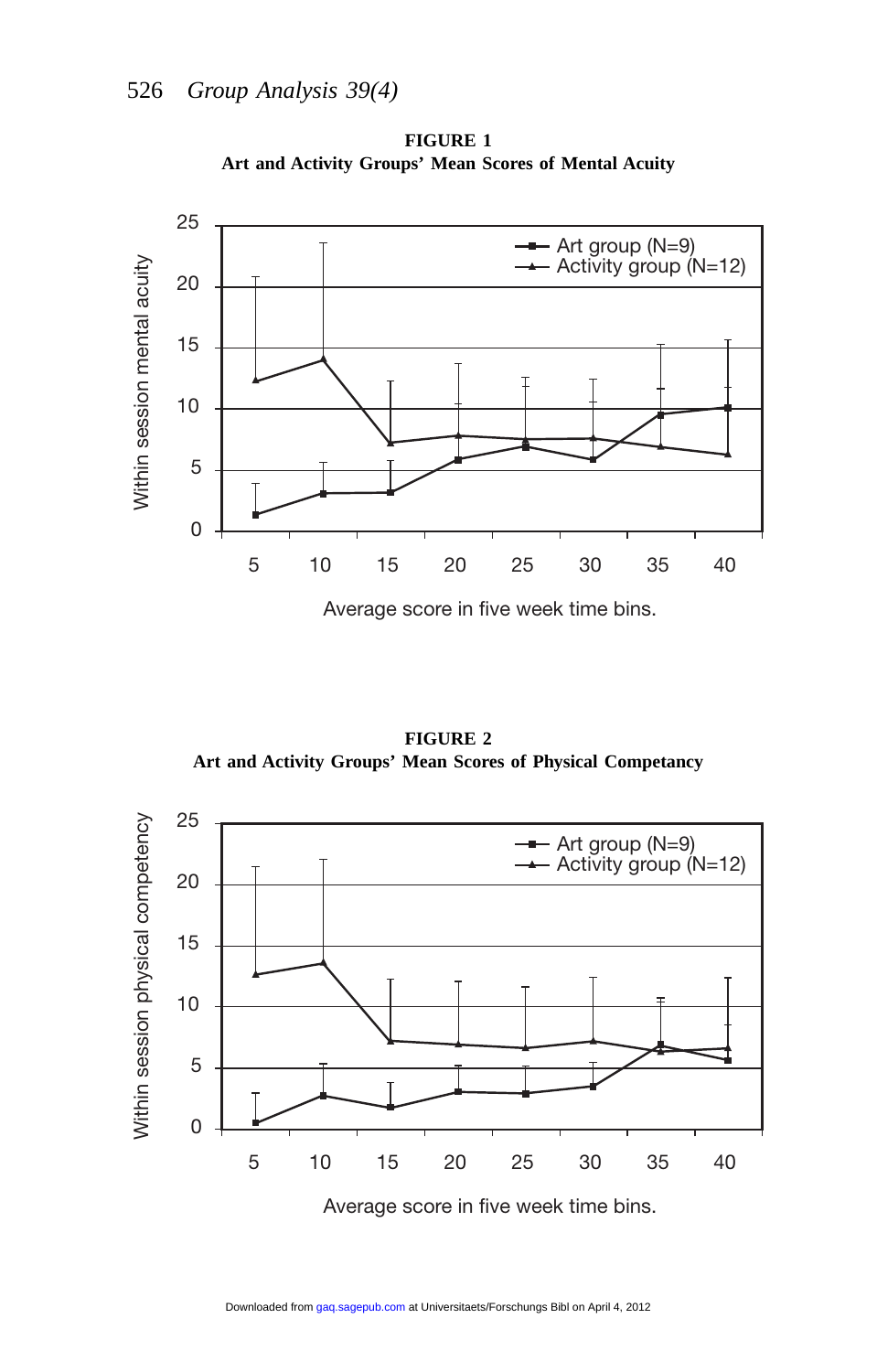**FIGURE 1**
**Art and Activity Groups' Mean Scores of Mental Acuity**

**FIGURE 2**
**Art and Activity Groups' Mean Scores of Physical Competancy**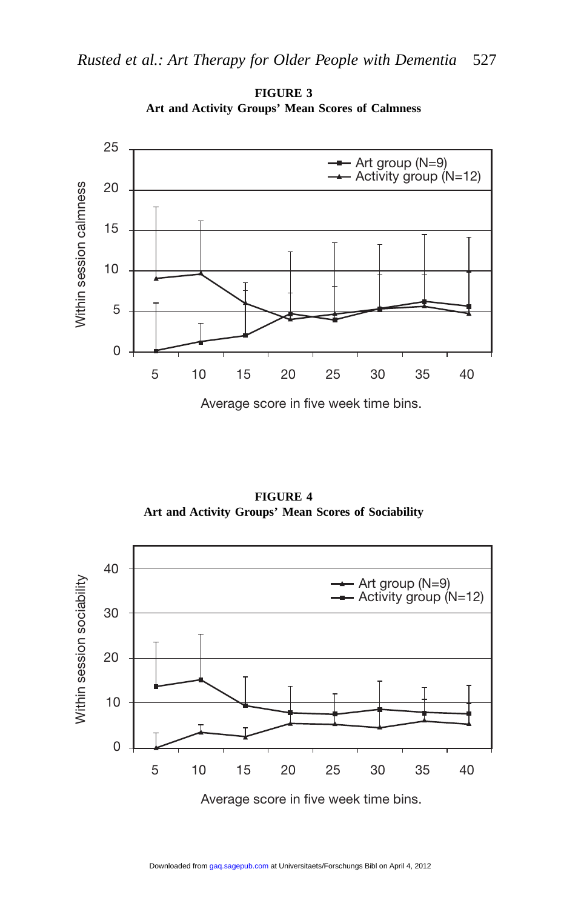**FIGURE 3**
**Art and Activity Groups' Mean Scores of Calmness**

**FIGURE 4**
**Art and Activity Groups' Mean Scores of Sociability**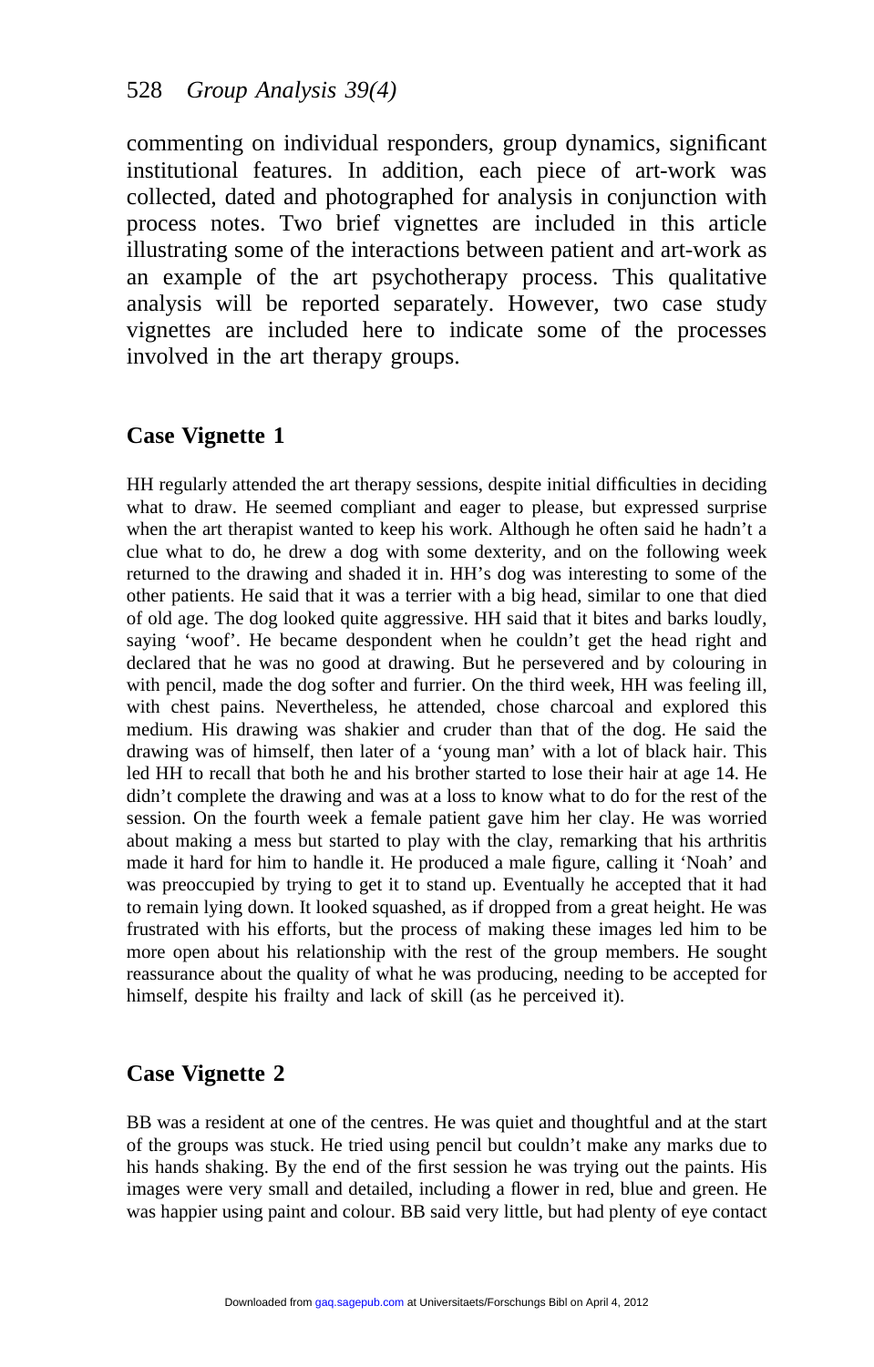commenting on individual responders, group dynamics, significant institutional features. In addition, each piece of art-work was collected, dated and photographed for analysis in conjunction with process notes. Two brief vignettes are included in this article illustrating some of the interactions between patient and art-work as an example of the art psychotherapy process. This qualitative analysis will be reported separately. However, two case study vignettes are included here to indicate some of the processes involved in the art therapy groups.

## Case Vignette 1

HH regularly attended the art therapy sessions, despite initial difficulties in deciding what to draw. He seemed compliant and eager to please, but expressed surprise when the art therapist wanted to keep his work. Although he often said he hadn't a clue what to do, he drew a dog with some dexterity, and on the following week returned to the drawing and shaded it in. HH's dog was interesting to some of the other patients. He said that it was a terrier with a big head, similar to one that died of old age. The dog looked quite aggressive. HH said that it bites and barks loudly, saying 'woof'. He became despondent when he couldn't get the head right and declared that he was no good at drawing. But he persevered and by colouring in with pencil, made the dog softer and furrier. On the third week, HH was feeling ill, with chest pains. Nevertheless, he attended, chose charcoal and explored this medium. His drawing was shakier and cruder than that of the dog. He said the drawing was of himself, then later of a 'young man' with a lot of black hair. This led HH to recall that both he and his brother started to lose their hair at age 14. He didn't complete the drawing and was at a loss to know what to do for the rest of the session. On the fourth week a female patient gave him her clay. He was worried about making a mess but started to play with the clay, remarking that his arthritis made it hard for him to handle it. He produced a male figure, calling it 'Noah' and was preoccupied by trying to get it to stand up. Eventually he accepted that it had to remain lying down. It looked squashed, as if dropped from a great height. He was frustrated with his efforts, but the process of making these images led him to be more open about his relationship with the rest of the group members. He sought reassurance about the quality of what he was producing, needing to be accepted for himself, despite his frailty and lack of skill (as he perceived it).

## Case Vignette 2

BB was a resident at one of the centres. He was quiet and thoughtful and at the start of the groups was stuck. He tried using pencil but couldn't make any marks due to his hands shaking. By the end of the first session he was trying out the paints. His images were very small and detailed, including a flower in red, blue and green. He was happier using paint and colour. BB said very little, but had plenty of eye contact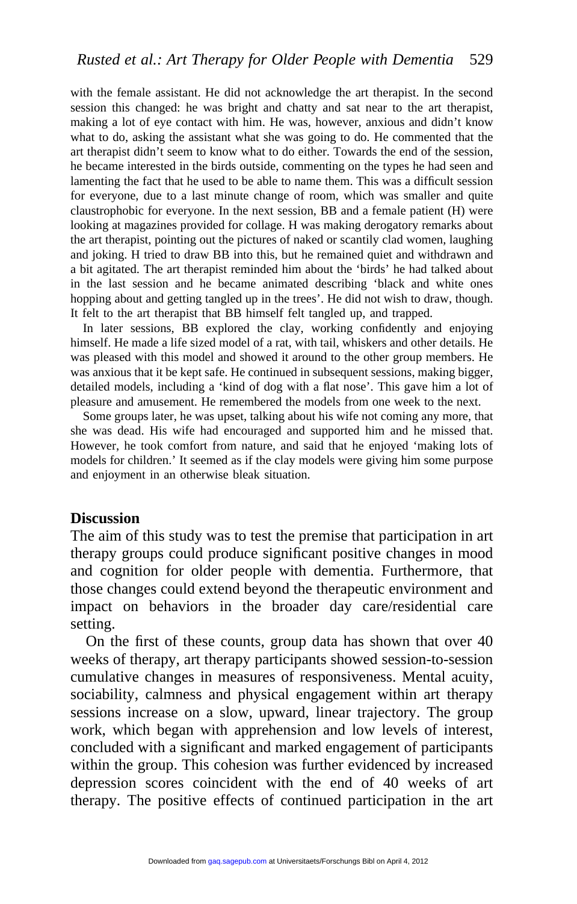with the female assistant. He did not acknowledge the art therapist. In the second session this changed: he was bright and chatty and sat near to the art therapist, making a lot of eye contact with him. He was, however, anxious and didn't know what to do, asking the assistant what she was going to do. He commented that the art therapist didn't seem to know what to do either. Towards the end of the session, he became interested in the birds outside, commenting on the types he had seen and lamenting the fact that he used to be able to name them. This was a difficult session for everyone, due to a last minute change of room, which was smaller and quite claustrophobic for everyone. In the next session, BB and a female patient (H) were looking at magazines provided for collage. H was making derogatory remarks about the art therapist, pointing out the pictures of naked or scantily clad women, laughing and joking. H tried to draw BB into this, but he remained quiet and withdrawn and a bit agitated. The art therapist reminded him about the 'birds' he had talked about in the last session and he became animated describing 'black and white ones hopping about and getting tangled up in the trees'. He did not wish to draw, though. It felt to the art therapist that BB himself felt tangled up, and trapped.

In later sessions, BB explored the clay, working confidently and enjoying himself. He made a life sized model of a rat, with tail, whiskers and other details. He was pleased with this model and showed it around to the other group members. He was anxious that it be kept safe. He continued in subsequent sessions, making bigger, detailed models, including a 'kind of dog with a flat nose'. This gave him a lot of pleasure and amusement. He remembered the models from one week to the next.

Some groups later, he was upset, talking about his wife not coming any more, that she was dead. His wife had encouraged and supported him and he missed that. However, he took comfort from nature, and said that he enjoyed 'making lots of models for children.' It seemed as if the clay models were giving him some purpose and enjoyment in an otherwise bleak situation.

## Discussion

The aim of this study was to test the premise that participation in art therapy groups could produce significant positive changes in mood and cognition for older people with dementia. Furthermore, that those changes could extend beyond the therapeutic environment and impact on behaviors in the broader day care/residential care setting.

On the first of these counts, group data has shown that over 40 weeks of therapy, art therapy participants showed session-to-session cumulative changes in measures of responsiveness. Mental acuity, sociability, calmness and physical engagement within art therapy sessions increase on a slow, upward, linear trajectory. The group work, which began with apprehension and low levels of interest, concluded with a significant and marked engagement of participants within the group. This cohesion was further evidenced by increased depression scores coincident with the end of 40 weeks of art therapy. The positive effects of continued participation in the art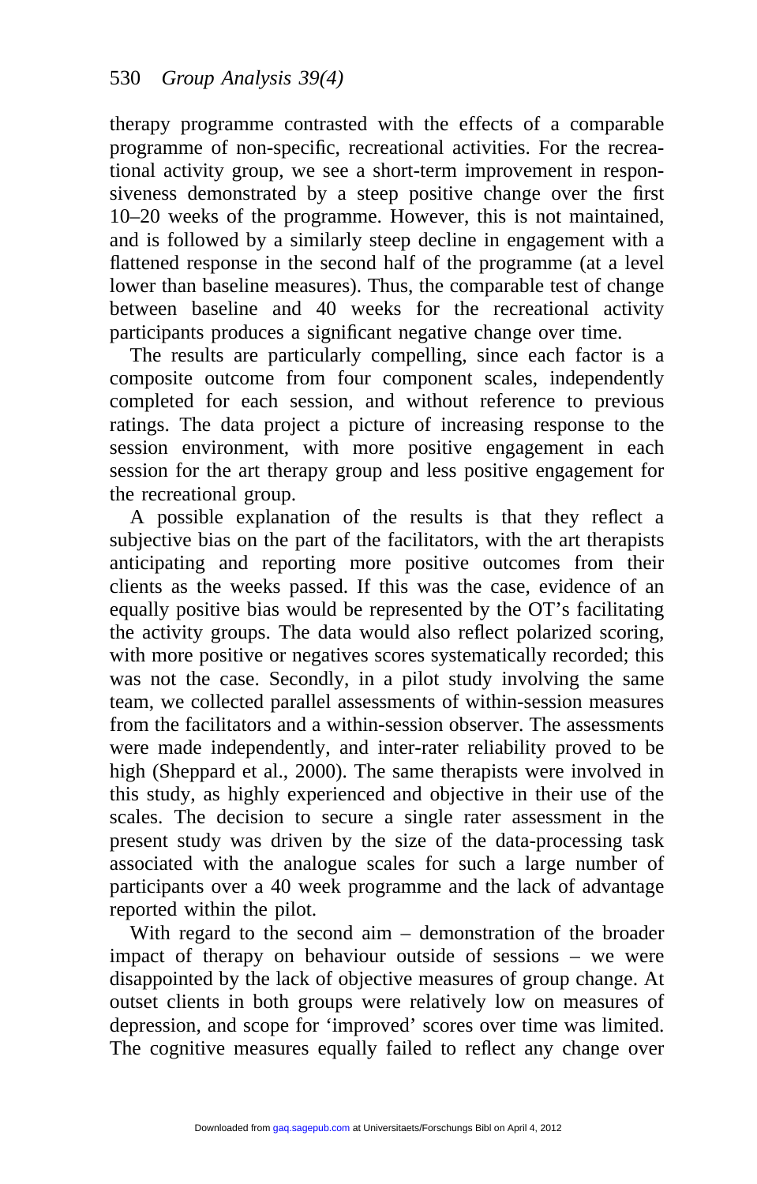therapy programme contrasted with the effects of a comparable programme of non-specific, recreational activities. For the recreational activity group, we see a short-term improvement in responsiveness demonstrated by a steep positive change over the first 10–20 weeks of the programme. However, this is not maintained, and is followed by a similarly steep decline in engagement with a flattened response in the second half of the programme (at a level lower than baseline measures). Thus, the comparable test of change between baseline and 40 weeks for the recreational activity participants produces a significant negative change over time.

The results are particularly compelling, since each factor is a composite outcome from four component scales, independently completed for each session, and without reference to previous ratings. The data project a picture of increasing response to the session environment, with more positive engagement in each session for the art therapy group and less positive engagement for the recreational group.

A possible explanation of the results is that they reflect a subjective bias on the part of the facilitators, with the art therapists anticipating and reporting more positive outcomes from their clients as the weeks passed. If this was the case, evidence of an equally positive bias would be represented by the OT's facilitating the activity groups. The data would also reflect polarized scoring, with more positive or negatives scores systematically recorded; this was not the case. Secondly, in a pilot study involving the same team, we collected parallel assessments of within-session measures from the facilitators and a within-session observer. The assessments were made independently, and inter-rater reliability proved to be high (Sheppard et al., 2000). The same therapists were involved in this study, as highly experienced and objective in their use of the scales. The decision to secure a single rater assessment in the present study was driven by the size of the data-processing task associated with the analogue scales for such a large number of participants over a 40 week programme and the lack of advantage reported within the pilot.

With regard to the second aim – demonstration of the broader impact of therapy on behaviour outside of sessions – we were disappointed by the lack of objective measures of group change. At outset clients in both groups were relatively low on measures of depression, and scope for 'improved' scores over time was limited. The cognitive measures equally failed to reflect any change over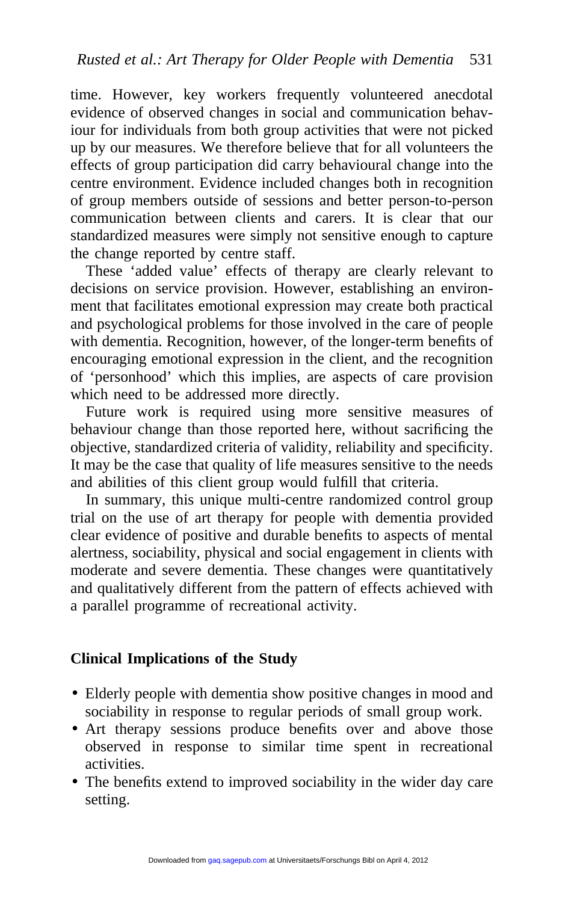time. However, key workers frequently volunteered anecdotal evidence of observed changes in social and communication behaviour for individuals from both group activities that were not picked up by our measures. We therefore believe that for all volunteers the effects of group participation did carry behavioural change into the centre environment. Evidence included changes both in recognition of group members outside of sessions and better person-to-person communication between clients and carers. It is clear that our standardized measures were simply not sensitive enough to capture the change reported by centre staff.

These 'added value' effects of therapy are clearly relevant to decisions on service provision. However, establishing an environment that facilitates emotional expression may create both practical and psychological problems for those involved in the care of people with dementia. Recognition, however, of the longer-term benefits of encouraging emotional expression in the client, and the recognition of 'personhood' which this implies, are aspects of care provision which need to be addressed more directly.

Future work is required using more sensitive measures of behaviour change than those reported here, without sacrificing the objective, standardized criteria of validity, reliability and specificity. It may be the case that quality of life measures sensitive to the needs and abilities of this client group would fulfill that criteria.

In summary, this unique multi-centre randomized control group trial on the use of art therapy for people with dementia provided clear evidence of positive and durable benefits to aspects of mental alertness, sociability, physical and social engagement in clients with moderate and severe dementia. These changes were quantitatively and qualitatively different from the pattern of effects achieved with a parallel programme of recreational activity.

## Clinical Implications of the Study

- Elderly people with dementia show positive changes in mood and sociability in response to regular periods of small group work.
- Art therapy sessions produce benefits over and above those observed in response to similar time spent in recreational activities.
- The benefits extend to improved sociability in the wider day care setting.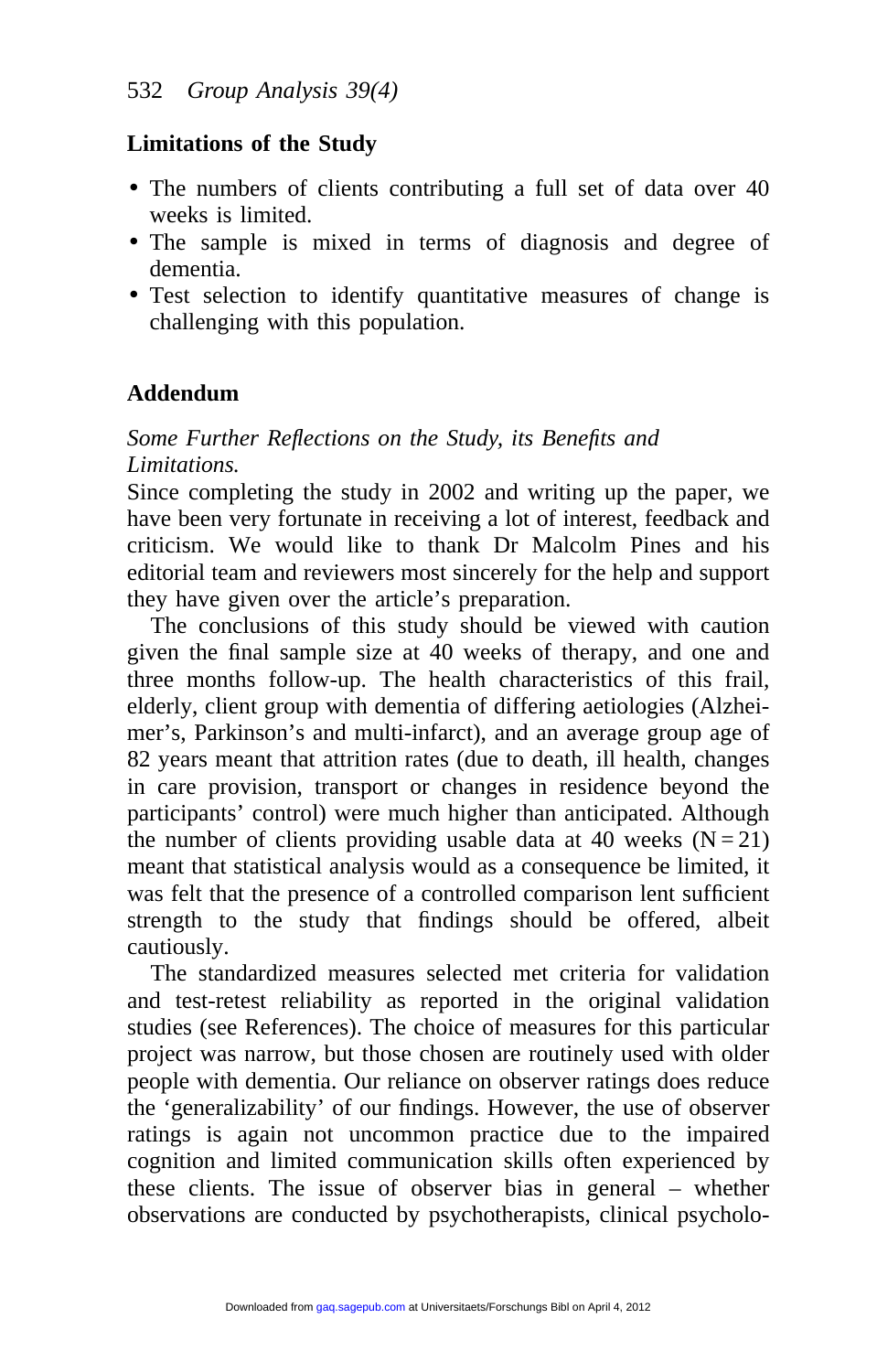## Limitations of the Study

- The numbers of clients contributing a full set of data over 40 weeks is limited.
- The sample is mixed in terms of diagnosis and degree of dementia.
- Test selection to identify quantitative measures of change is challenging with this population.

## Addendum

*Some Further Reflections on the Study, its Benefits and Limitations.*

Since completing the study in 2002 and writing up the paper, we have been very fortunate in receiving a lot of interest, feedback and criticism. We would like to thank Dr Malcolm Pines and his editorial team and reviewers most sincerely for the help and support they have given over the article's preparation.

The conclusions of this study should be viewed with caution given the final sample size at 40 weeks of therapy, and one and three months follow-up. The health characteristics of this frail, elderly, client group with dementia of differing aetiologies (Alzheimer's, Parkinson's and multi-infarct), and an average group age of 82 years meant that attrition rates (due to death, ill health, changes in care provision, transport or changes in residence beyond the participants' control) were much higher than anticipated. Although the number of clients providing usable data at 40 weeks ($N = 21$) meant that statistical analysis would as a consequence be limited, it was felt that the presence of a controlled comparison lent sufficient strength to the study that findings should be offered, albeit cautiously.

The standardized measures selected met criteria for validation and test-retest reliability as reported in the original validation studies (see References). The choice of measures for this particular project was narrow, but those chosen are routinely used with older people with dementia. Our reliance on observer ratings does reduce the 'generalizability' of our findings. However, the use of observer ratings is again not uncommon practice due to the impaired cognition and limited communication skills often experienced by these clients. The issue of observer bias in general – whether observations are conducted by psychotherapists, clinical psycholo-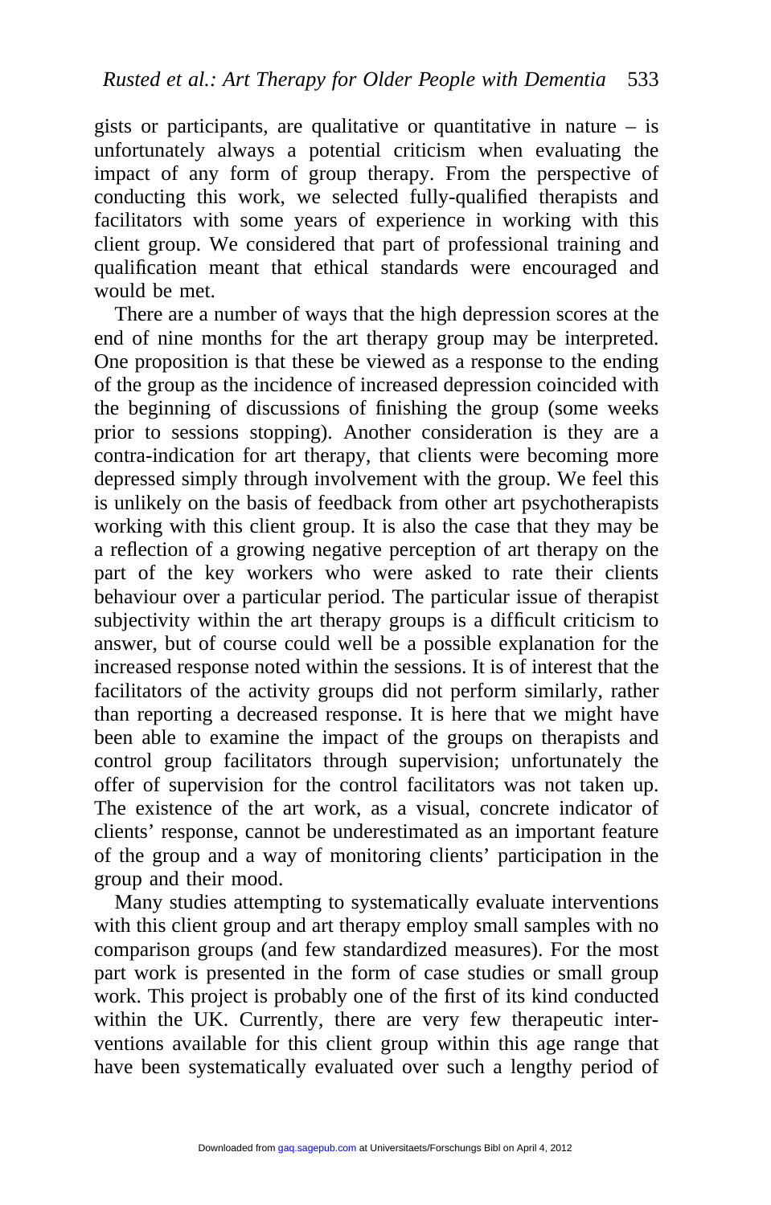gists or participants, are qualitative or quantitative in nature – is unfortunately always a potential criticism when evaluating the impact of any form of group therapy. From the perspective of conducting this work, we selected fully-qualified therapists and facilitators with some years of experience in working with this client group. We considered that part of professional training and qualification meant that ethical standards were encouraged and would be met.

There are a number of ways that the high depression scores at the end of nine months for the art therapy group may be interpreted. One proposition is that these be viewed as a response to the ending of the group as the incidence of increased depression coincided with the beginning of discussions of finishing the group (some weeks prior to sessions stopping). Another consideration is they are a contra-indication for art therapy, that clients were becoming more depressed simply through involvement with the group. We feel this is unlikely on the basis of feedback from other art psychotherapists working with this client group. It is also the case that they may be a reflection of a growing negative perception of art therapy on the part of the key workers who were asked to rate their clients behaviour over a particular period. The particular issue of therapist subjectivity within the art therapy groups is a difficult criticism to answer, but of course could well be a possible explanation for the increased response noted within the sessions. It is of interest that the facilitators of the activity groups did not perform similarly, rather than reporting a decreased response. It is here that we might have been able to examine the impact of the groups on therapists and control group facilitators through supervision; unfortunately the offer of supervision for the control facilitators was not taken up. The existence of the art work, as a visual, concrete indicator of clients' response, cannot be underestimated as an important feature of the group and a way of monitoring clients' participation in the group and their mood.

Many studies attempting to systematically evaluate interventions with this client group and art therapy employ small samples with no comparison groups (and few standardized measures). For the most part work is presented in the form of case studies or small group work. This project is probably one of the first of its kind conducted within the UK. Currently, there are very few therapeutic interventions available for this client group within this age range that have been systematically evaluated over such a lengthy period of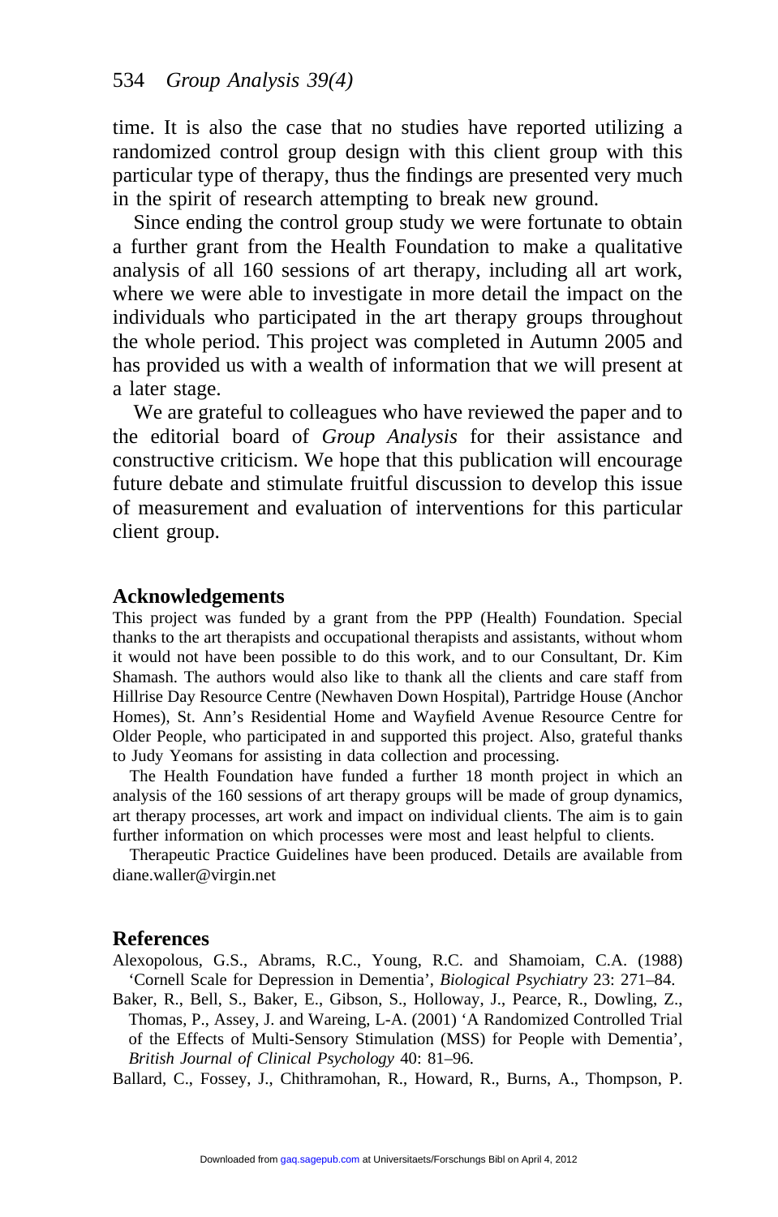time. It is also the case that no studies have reported utilizing a randomized control group design with this client group with this particular type of therapy, thus the findings are presented very much in the spirit of research attempting to break new ground.

Since ending the control group study we were fortunate to obtain a further grant from the Health Foundation to make a qualitative analysis of all 160 sessions of art therapy, including all art work, where we were able to investigate in more detail the impact on the individuals who participated in the art therapy groups throughout the whole period. This project was completed in Autumn 2005 and has provided us with a wealth of information that we will present at a later stage.

We are grateful to colleagues who have reviewed the paper and to the editorial board of *Group Analysis* for their assistance and constructive criticism. We hope that this publication will encourage future debate and stimulate fruitful discussion to develop this issue of measurement and evaluation of interventions for this particular client group.

## Acknowledgements

This project was funded by a grant from the PPP (Health) Foundation. Special thanks to the art therapists and occupational therapists and assistants, without whom it would not have been possible to do this work, and to our Consultant, Dr. Kim Shamash. The authors would also like to thank all the clients and care staff from Hillrise Day Resource Centre (Newhaven Down Hospital), Partridge House (Anchor Homes), St. Ann's Residential Home and Wayfield Avenue Resource Centre for Older People, who participated in and supported this project. Also, grateful thanks to Judy Yeomans for assisting in data collection and processing.

The Health Foundation have funded a further 18 month project in which an analysis of the 160 sessions of art therapy groups will be made of group dynamics, art therapy processes, art work and impact on individual clients. The aim is to gain further information on which processes were most and least helpful to clients.

Therapeutic Practice Guidelines have been produced. Details are available from diane.waller@virgin.net

## References

Alexopolous, G.S., Abrams, R.C., Young, R.C. and Shamoiam, C.A. (1988) 'Cornell Scale for Depression in Dementia', *Biological Psychiatry* 23: 271–84.

Baker, R., Bell, S., Baker, E., Gibson, S., Holloway, J., Pearce, R., Dowling, Z., Thomas, P., Assey, J. and Wareing, L-A. (2001) 'A Randomized Controlled Trial of the Effects of Multi-Sensory Stimulation (MSS) for People with Dementia', *British Journal of Clinical Psychology* 40: 81–96.

Ballard, C., Fossey, J., Chithramohan, R., Howard, R., Burns, A., Thompson, P.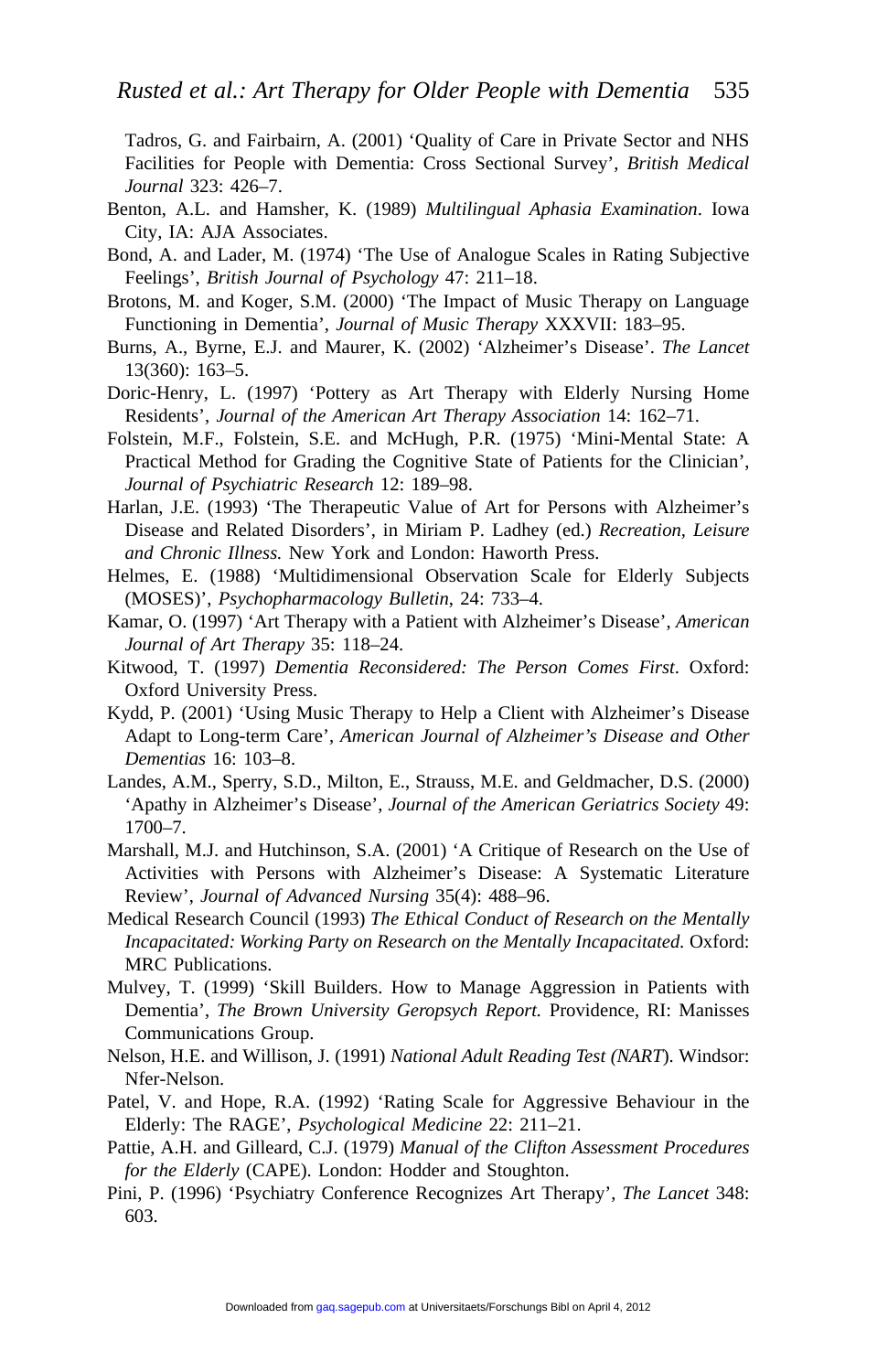Tadros, G. and Fairbairn, A. (2001) 'Quality of Care in Private Sector and NHS Facilities for People with Dementia: Cross Sectional Survey', *British Medical Journal* 323: 426–7.

Benton, A.L. and Hamsher, K. (1989) *Multilingual Aphasia Examination*. Iowa City, IA: AJA Associates.

Bond, A. and Lader, M. (1974) 'The Use of Analogue Scales in Rating Subjective Feelings', *British Journal of Psychology* 47: 211–18.

Brotons, M. and Koger, S.M. (2000) 'The Impact of Music Therapy on Language Functioning in Dementia', *Journal of Music Therapy* XXXVII: 183–95.

Burns, A., Byrne, E.J. and Maurer, K. (2002) 'Alzheimer's Disease'. *The Lancet* 13(360): 163–5.

Doric-Henry, L. (1997) 'Pottery as Art Therapy with Elderly Nursing Home Residents', *Journal of the American Art Therapy Association* 14: 162–71.

Folstein, M.F., Folstein, S.E. and McHugh, P.R. (1975) 'Mini-Mental State: A Practical Method for Grading the Cognitive State of Patients for the Clinician', *Journal of Psychiatric Research* 12: 189–98.

Harlan, J.E. (1993) 'The Therapeutic Value of Art for Persons with Alzheimer's Disease and Related Disorders', in Miriam P. Ladhey (ed.) *Recreation, Leisure and Chronic Illness.* New York and London: Haworth Press.

Helmes, E. (1988) 'Multidimensional Observation Scale for Elderly Subjects (MOSES)', *Psychopharmacology Bulletin*, 24: 733–4.

Kamar, O. (1997) 'Art Therapy with a Patient with Alzheimer's Disease', *American Journal of Art Therapy* 35: 118–24.

Kitwood, T. (1997) *Dementia Reconsidered: The Person Comes First*. Oxford: Oxford University Press.

Kydd, P. (2001) 'Using Music Therapy to Help a Client with Alzheimer's Disease Adapt to Long-term Care', *American Journal of Alzheimer's Disease and Other Dementias* 16: 103–8.

Landes, A.M., Sperry, S.D., Milton, E., Strauss, M.E. and Geldmacher, D.S. (2000) 'Apathy in Alzheimer's Disease', *Journal of the American Geriatrics Society* 49: 1700–7.

Marshall, M.J. and Hutchinson, S.A. (2001) 'A Critique of Research on the Use of Activities with Persons with Alzheimer's Disease: A Systematic Literature Review', *Journal of Advanced Nursing* 35(4): 488–96.

Medical Research Council (1993) *The Ethical Conduct of Research on the Mentally Incapacitated: Working Party on Research on the Mentally Incapacitated.* Oxford: MRC Publications.

Mulvey, T. (1999) 'Skill Builders. How to Manage Aggression in Patients with Dementia', *The Brown University Geropsych Report.* Providence, RI: Manisses Communications Group.

Nelson, H.E. and Willison, J. (1991) *National Adult Reading Test (NART*). Windsor: Nfer-Nelson.

Patel, V. and Hope, R.A. (1992) 'Rating Scale for Aggressive Behaviour in the Elderly: The RAGE', *Psychological Medicine* 22: 211–21.

Pattie, A.H. and Gilleard, C.J. (1979) *Manual of the Clifton Assessment Procedures for the Elderly* (CAPE). London: Hodder and Stoughton.

Pini, P. (1996) 'Psychiatry Conference Recognizes Art Therapy', *The Lancet* 348: 603.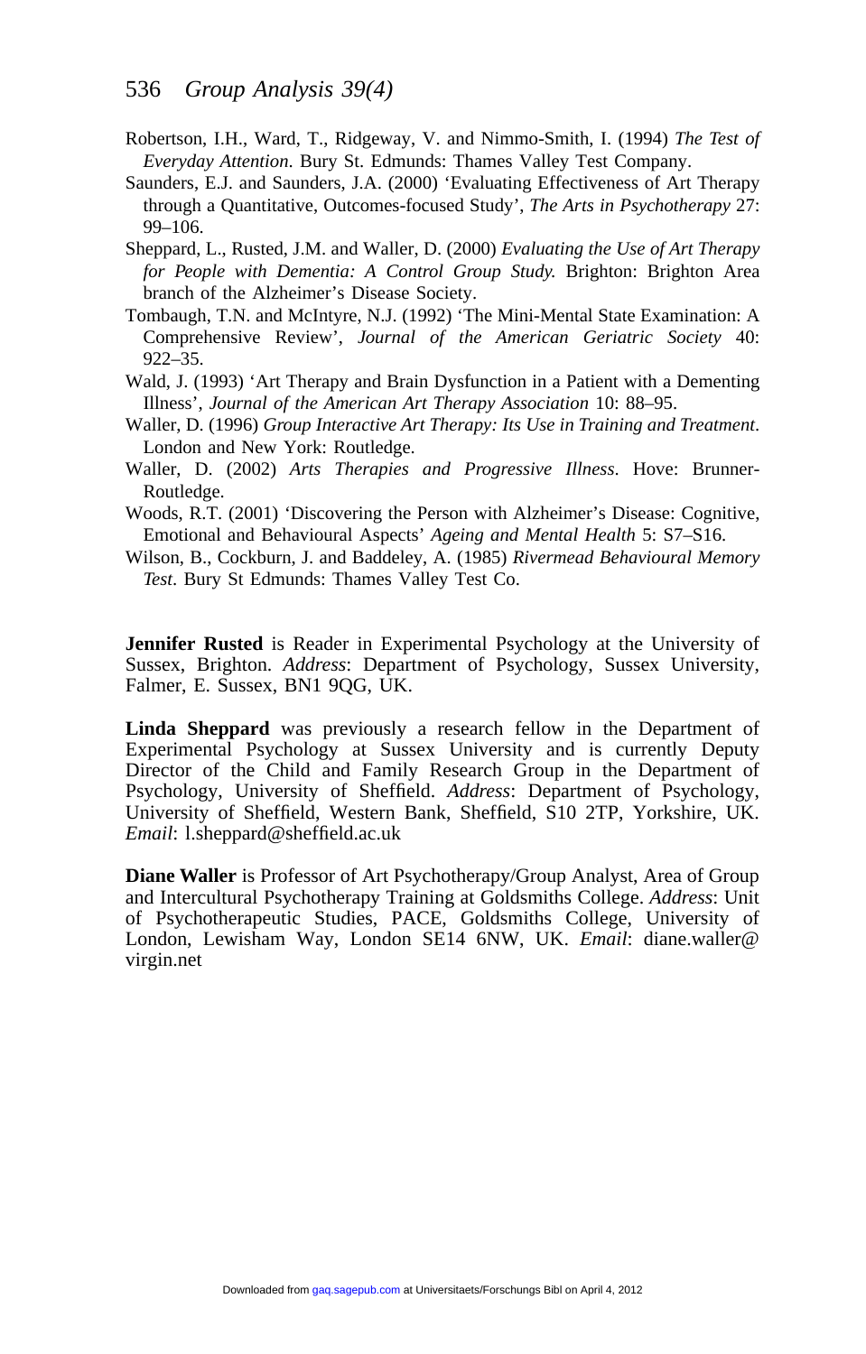Robertson, I.H., Ward, T., Ridgeway, V. and Nimmo-Smith, I. (1994) *The Test of Everyday Attention*. Bury St. Edmunds: Thames Valley Test Company.

Saunders, E.J. and Saunders, J.A. (2000) 'Evaluating Effectiveness of Art Therapy through a Quantitative, Outcomes-focused Study', *The Arts in Psychotherapy* 27: 99–106.

Sheppard, L., Rusted, J.M. and Waller, D. (2000) *Evaluating the Use of Art Therapy for People with Dementia: A Control Group Study.* Brighton: Brighton Area branch of the Alzheimer's Disease Society.

Tombaugh, T.N. and McIntyre, N.J. (1992) 'The Mini-Mental State Examination: A Comprehensive Review', *Journal of the American Geriatric Society* 40: 922–35.

Wald, J. (1993) 'Art Therapy and Brain Dysfunction in a Patient with a Dementing Illness', *Journal of the American Art Therapy Association* 10: 88–95.

Waller, D. (1996) *Group Interactive Art Therapy: Its Use in Training and Treatment*. London and New York: Routledge.

Waller, D. (2002) *Arts Therapies and Progressive Illness*. Hove: Brunner-Routledge.

Woods, R.T. (2001) 'Discovering the Person with Alzheimer's Disease: Cognitive, Emotional and Behavioural Aspects' *Ageing and Mental Health* 5: S7–S16.

Wilson, B., Cockburn, J. and Baddeley, A. (1985) *Rivermead Behavioural Memory Test*. Bury St Edmunds: Thames Valley Test Co.

**Jennifer Rusted** is Reader in Experimental Psychology at the University of Sussex, Brighton. *Address*: Department of Psychology, Sussex University, Falmer, E. Sussex, BN1 9QG, UK.

**Linda Sheppard** was previously a research fellow in the Department of Experimental Psychology at Sussex University and is currently Deputy Director of the Child and Family Research Group in the Department of Psychology, University of Sheffield. *Address*: Department of Psychology, University of Sheffield, Western Bank, Sheffield, S10 2TP, Yorkshire, UK. *Email*: l.sheppard@sheffield.ac.uk

**Diane Waller** is Professor of Art Psychotherapy/Group Analyst, Area of Group and Intercultural Psychotherapy Training at Goldsmiths College. *Address*: Unit of Psychotherapeutic Studies, PACE, Goldsmiths College, University of London, Lewisham Way, London SE14 6NW, UK. *Email*: diane.waller@virgin.net